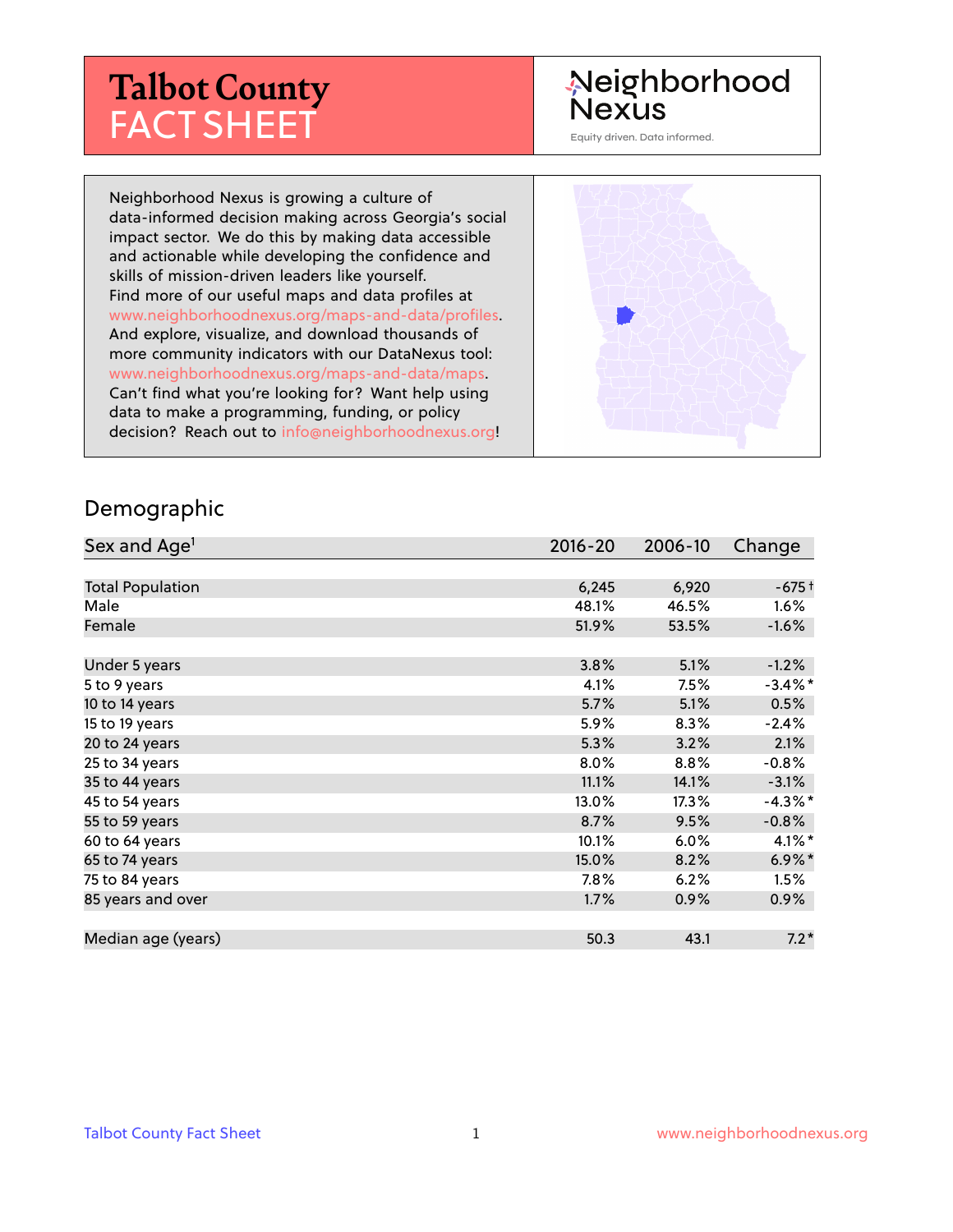# Talbot County FACT SHEET

Neighborhood Nexus

Equity driven. Data informed.

Neighborhood Nexus is growing a culture of data-informed decision making across Georgia's social impact sector. We do this by making data accessible and actionable while developing the confidence and skills of mission-driven leaders like yourself. Find more of our useful maps and data profiles at www.neighborhoodnexus.org/maps-and-data/profiles. And explore, visualize, and download thousands of more community indicators with our DataNexus tool: www.neighborhoodnexus.org/maps-and-data/maps. Can't find what you're looking for? Want help using data to make a programming, funding, or policy decision? Reach out to info@neighborhoodnexus.org!

## Demographic

| Sex and Age[1] | 2016-20 | 2006-10 | Change |
|---|---|---|---|
| Total Population | 6,245 | 6,920 | -675 † |
| Male | 48.1% | 46.5% | 1.6% |
| Female | 51.9% | 53.5% | -1.6% |
| Under 5 years | 3.8% | 5.1% | -1.2% |
| 5 to 9 years | 4.1% | 7.5% | -3.4%* |
| 10 to 14 years | 5.7% | 5.1% | 0.5% |
| 15 to 19 years | 5.9% | 8.3% | -2.4% |
| 20 to 24 years | 5.3% | 3.2% | 2.1% |
| 25 to 34 years | 8.0% | 8.8% | -0.8% |
| 35 to 44 years | 11.1% | 14.1% | -3.1% |
| 45 to 54 years | 13.0% | 17.3% | -4.3%* |
| 55 to 59 years | 8.7% | 9.5% | -0.8% |
| 60 to 64 years | 10.1% | 6.0% | 4.1%* |
| 65 to 74 years | 15.0% | 8.2% | 6.9%* |
| 75 to 84 years | 7.8% | 6.2% | 1.5% |
| 85 years and over | 1.7% | 0.9% | 0.9% |
| Median age (years) | 50.3 | 43.1 | 7.2* |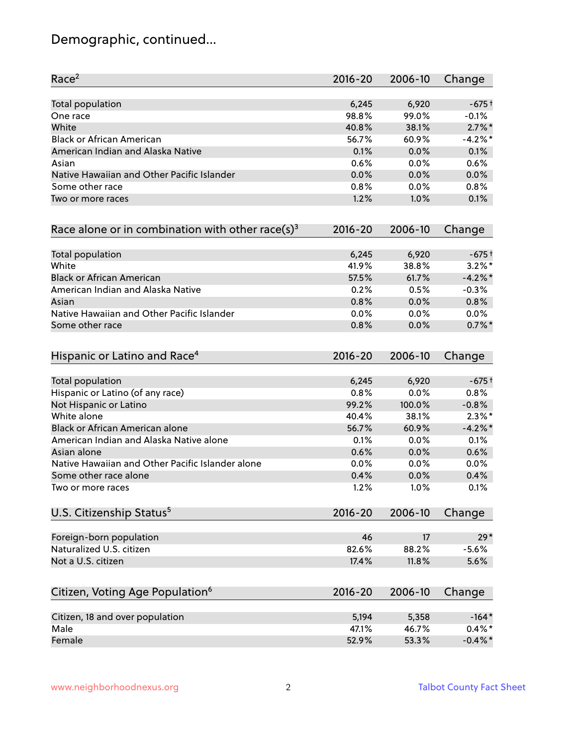## Demographic, continued...

| Race[2] | 2016-20 | 2006-10 | Change |
|---|---|---|---|
| Total population | 6,245 | 6,920 | -675† |
| One race | 98.8% | 99.0% | -0.1% |
| White | 40.8% | 38.1% | 2.7%* |
| Black or African American | 56.7% | 60.9% | -4.2%* |
| American Indian and Alaska Native | 0.1% | 0.0% | 0.1% |
| Asian | 0.6% | 0.0% | 0.6% |
| Native Hawaiian and Other Pacific Islander | 0.0% | 0.0% | 0.0% |
| Some other race | 0.8% | 0.0% | 0.8% |
| Two or more races | 1.2% | 1.0% | 0.1% |

| Race alone or in combination with other race(s)[3] | 2016-20 | 2006-10 | Change |
|---|---|---|---|
| Total population | 6,245 | 6,920 | -675† |
| White | 41.9% | 38.8% | 3.2%* |
| Black or African American | 57.5% | 61.7% | -4.2%* |
| American Indian and Alaska Native | 0.2% | 0.5% | -0.3% |
| Asian | 0.8% | 0.0% | 0.8% |
| Native Hawaiian and Other Pacific Islander | 0.0% | 0.0% | 0.0% |
| Some other race | 0.8% | 0.0% | 0.7%* |

| Hispanic or Latino and Race[4] | 2016-20 | 2006-10 | Change |
|---|---|---|---|
| Total population | 6,245 | 6,920 | -675† |
| Hispanic or Latino (of any race) | 0.8% | 0.0% | 0.8% |
| Not Hispanic or Latino | 99.2% | 100.0% | -0.8% |
| White alone | 40.4% | 38.1% | 2.3%* |
| Black or African American alone | 56.7% | 60.9% | -4.2%* |
| American Indian and Alaska Native alone | 0.1% | 0.0% | 0.1% |
| Asian alone | 0.6% | 0.0% | 0.6% |
| Native Hawaiian and Other Pacific Islander alone | 0.0% | 0.0% | 0.0% |
| Some other race alone | 0.4% | 0.0% | 0.4% |
| Two or more races | 1.2% | 1.0% | 0.1% |

| U.S. Citizenship Status[5] | 2016-20 | 2006-10 | Change |
|---|---|---|---|
| Foreign-born population | 46 | 17 | 29* |
| Naturalized U.S. citizen | 82.6% | 88.2% | -5.6% |
| Not a U.S. citizen | 17.4% | 11.8% | 5.6% |

| Citizen, Voting Age Population[6] | 2016-20 | 2006-10 | Change |
|---|---|---|---|
| Citizen, 18 and over population | 5,194 | 5,358 | -164* |
| Male | 47.1% | 46.7% | 0.4%* |
| Female | 52.9% | 53.3% | -0.4%* |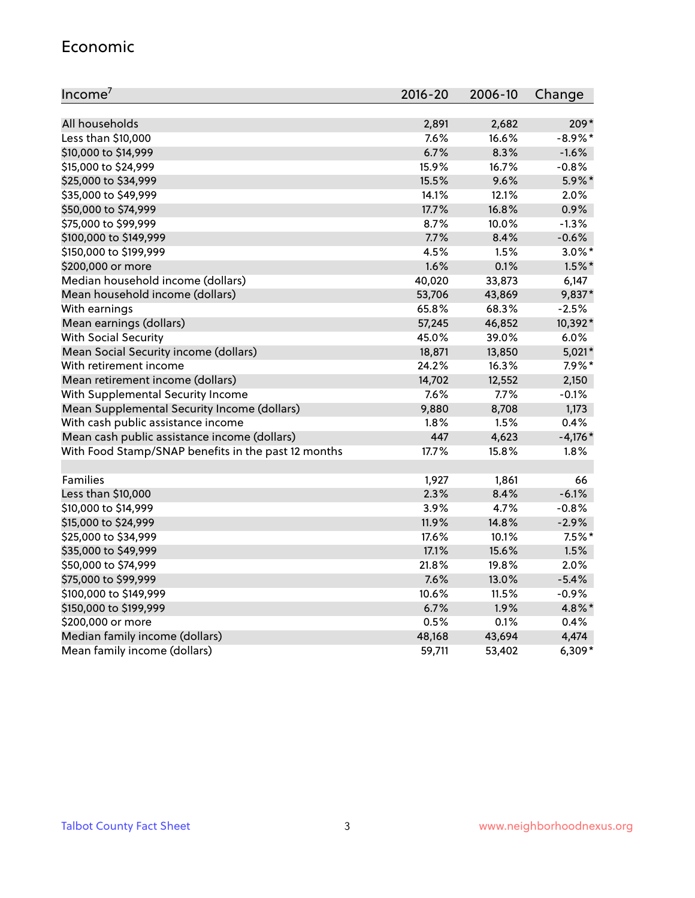## Economic

| Income[7] | 2016-20 | 2006-10 | Change |
|---|---|---|---|
| All households | 2,891 | 2,682 | 209* |
| Less than $10,000 | 7.6% | 16.6% | -8.9%* |
| $10,000 to $14,999 | 6.7% | 8.3% | -1.6% |
| $15,000 to $24,999 | 15.9% | 16.7% | -0.8% |
| $25,000 to $34,999 | 15.5% | 9.6% | 5.9%* |
| $35,000 to $49,999 | 14.1% | 12.1% | 2.0% |
| $50,000 to $74,999 | 17.7% | 16.8% | 0.9% |
| $75,000 to $99,999 | 8.7% | 10.0% | -1.3% |
| $100,000 to $149,999 | 7.7% | 8.4% | -0.6% |
| $150,000 to $199,999 | 4.5% | 1.5% | 3.0%* |
| $200,000 or more | 1.6% | 0.1% | 1.5%* |
| Median household income (dollars) | 40,020 | 33,873 | 6,147 |
| Mean household income (dollars) | 53,706 | 43,869 | 9,837* |
| With earnings | 65.8% | 68.3% | -2.5% |
| Mean earnings (dollars) | 57,245 | 46,852 | 10,392* |
| With Social Security | 45.0% | 39.0% | 6.0% |
| Mean Social Security income (dollars) | 18,871 | 13,850 | 5,021* |
| With retirement income | 24.2% | 16.3% | 7.9%* |
| Mean retirement income (dollars) | 14,702 | 12,552 | 2,150 |
| With Supplemental Security Income | 7.6% | 7.7% | -0.1% |
| Mean Supplemental Security Income (dollars) | 9,880 | 8,708 | 1,173 |
| With cash public assistance income | 1.8% | 1.5% | 0.4% |
| Mean cash public assistance income (dollars) | 447 | 4,623 | -4,176* |
| With Food Stamp/SNAP benefits in the past 12 months | 17.7% | 15.8% | 1.8% |
| | | | |
| Families | 1,927 | 1,861 | 66 |
| Less than $10,000 | 2.3% | 8.4% | -6.1% |
| $10,000 to $14,999 | 3.9% | 4.7% | -0.8% |
| $15,000 to $24,999 | 11.9% | 14.8% | -2.9% |
| $25,000 to $34,999 | 17.6% | 10.1% | 7.5%* |
| $35,000 to $49,999 | 17.1% | 15.6% | 1.5% |
| $50,000 to $74,999 | 21.8% | 19.8% | 2.0% |
| $75,000 to $99,999 | 7.6% | 13.0% | -5.4% |
| $100,000 to $149,999 | 10.6% | 11.5% | -0.9% |
| $150,000 to $199,999 | 6.7% | 1.9% | 4.8%* |
| $200,000 or more | 0.5% | 0.1% | 0.4% |
| Median family income (dollars) | 48,168 | 43,694 | 4,474 |
| Mean family income (dollars) | 59,711 | 53,402 | 6,309* |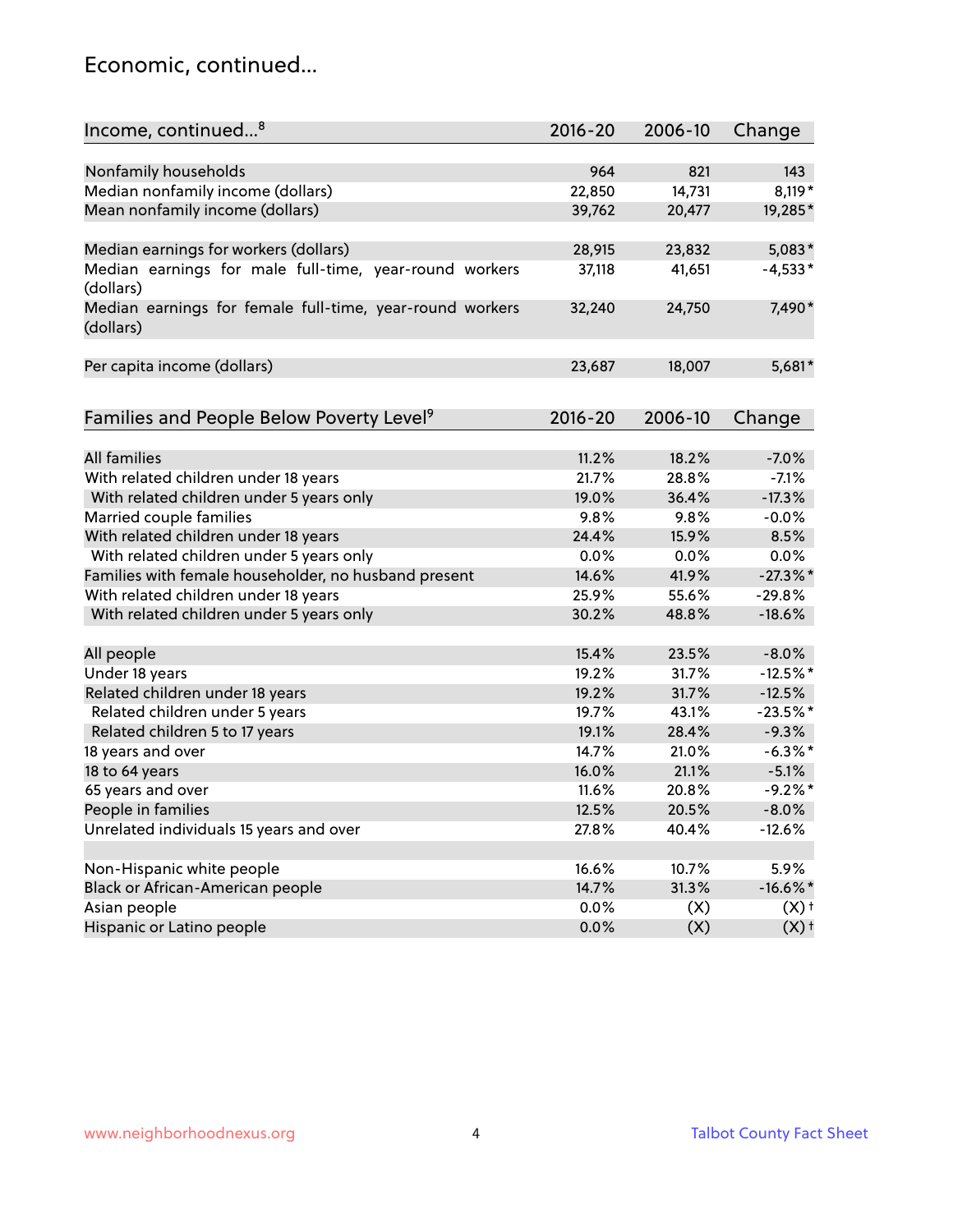## Economic, continued...

| Income, continued...[8] | 2016-20 | 2006-10 | Change |
|---|---|---|---|
| Nonfamily households | 964 | 821 | 143 |
| Median nonfamily income (dollars) | 22,850 | 14,731 | 8,119* |
| Mean nonfamily income (dollars) | 39,762 | 20,477 | 19,285* |
| Median earnings for workers (dollars) | 28,915 | 23,832 | 5,083* |
| Median earnings for male full-time, year-round workers (dollars) | 37,118 | 41,651 | -4,533* |
| Median earnings for female full-time, year-round workers (dollars) | 32,240 | 24,750 | 7,490* |
| Per capita income (dollars) | 23,687 | 18,007 | 5,681* |

| Families and People Below Poverty Level[9] | 2016-20 | 2006-10 | Change |
|---|---|---|---|
| All families | 11.2% | 18.2% | -7.0% |
| With related children under 18 years | 21.7% | 28.8% | -7.1% |
| With related children under 5 years only | 19.0% | 36.4% | -17.3% |
| Married couple families | 9.8% | 9.8% | -0.0% |
| With related children under 18 years | 24.4% | 15.9% | 8.5% |
| With related children under 5 years only | 0.0% | 0.0% | 0.0% |
| Families with female householder, no husband present | 14.6% | 41.9% | -27.3%* |
| With related children under 18 years | 25.9% | 55.6% | -29.8% |
| With related children under 5 years only | 30.2% | 48.8% | -18.6% |
| All people | 15.4% | 23.5% | -8.0% |
| Under 18 years | 19.2% | 31.7% | -12.5%* |
| Related children under 18 years | 19.2% | 31.7% | -12.5% |
| Related children under 5 years | 19.7% | 43.1% | -23.5%* |
| Related children 5 to 17 years | 19.1% | 28.4% | -9.3% |
| 18 years and over | 14.7% | 21.0% | -6.3%* |
| 18 to 64 years | 16.0% | 21.1% | -5.1% |
| 65 years and over | 11.6% | 20.8% | -9.2%* |
| People in families | 12.5% | 20.5% | -8.0% |
| Unrelated individuals 15 years and over | 27.8% | 40.4% | -12.6% |
| Non-Hispanic white people | 16.6% | 10.7% | 5.9% |
| Black or African-American people | 14.7% | 31.3% | -16.6%* |
| Asian people | 0.0% | (X) | (X)† |
| Hispanic or Latino people | 0.0% | (X) | (X)† |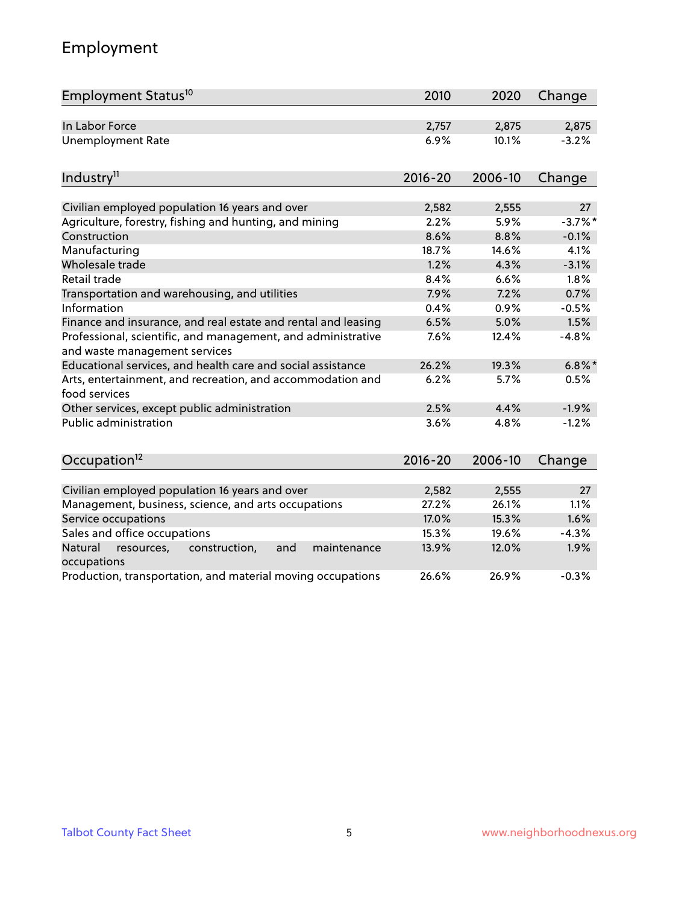## Employment

| Employment Status[10] | 2010 | 2020 | Change |
|---|---|---|---|
| In Labor Force | 2,757 | 2,875 | 2,875 |
| Unemployment Rate | 6.9% | 10.1% | -3.2% |

| Industry[11] | 2016-20 | 2006-10 | Change |
|---|---|---|---|
| Civilian employed population 16 years and over | 2,582 | 2,555 | 27 |
| Agriculture, forestry, fishing and hunting, and mining | 2.2% | 5.9% | -3.7%* |
| Construction | 8.6% | 8.8% | -0.1% |
| Manufacturing | 18.7% | 14.6% | 4.1% |
| Wholesale trade | 1.2% | 4.3% | -3.1% |
| Retail trade | 8.4% | 6.6% | 1.8% |
| Transportation and warehousing, and utilities | 7.9% | 7.2% | 0.7% |
| Information | 0.4% | 0.9% | -0.5% |
| Finance and insurance, and real estate and rental and leasing | 6.5% | 5.0% | 1.5% |
| Professional, scientific, and management, and administrative and waste management services | 7.6% | 12.4% | -4.8% |
| Educational services, and health care and social assistance | 26.2% | 19.3% | 6.8%* |
| Arts, entertainment, and recreation, and accommodation and food services | 6.2% | 5.7% | 0.5% |
| Other services, except public administration | 2.5% | 4.4% | -1.9% |
| Public administration | 3.6% | 4.8% | -1.2% |

| Occupation[12] | 2016-20 | 2006-10 | Change |
|---|---|---|---|
| Civilian employed population 16 years and over | 2,582 | 2,555 | 27 |
| Management, business, science, and arts occupations | 27.2% | 26.1% | 1.1% |
| Service occupations | 17.0% | 15.3% | 1.6% |
| Sales and office occupations | 15.3% | 19.6% | -4.3% |
| Natural resources, construction, and maintenance occupations | 13.9% | 12.0% | 1.9% |
| Production, transportation, and material moving occupations | 26.6% | 26.9% | -0.3% |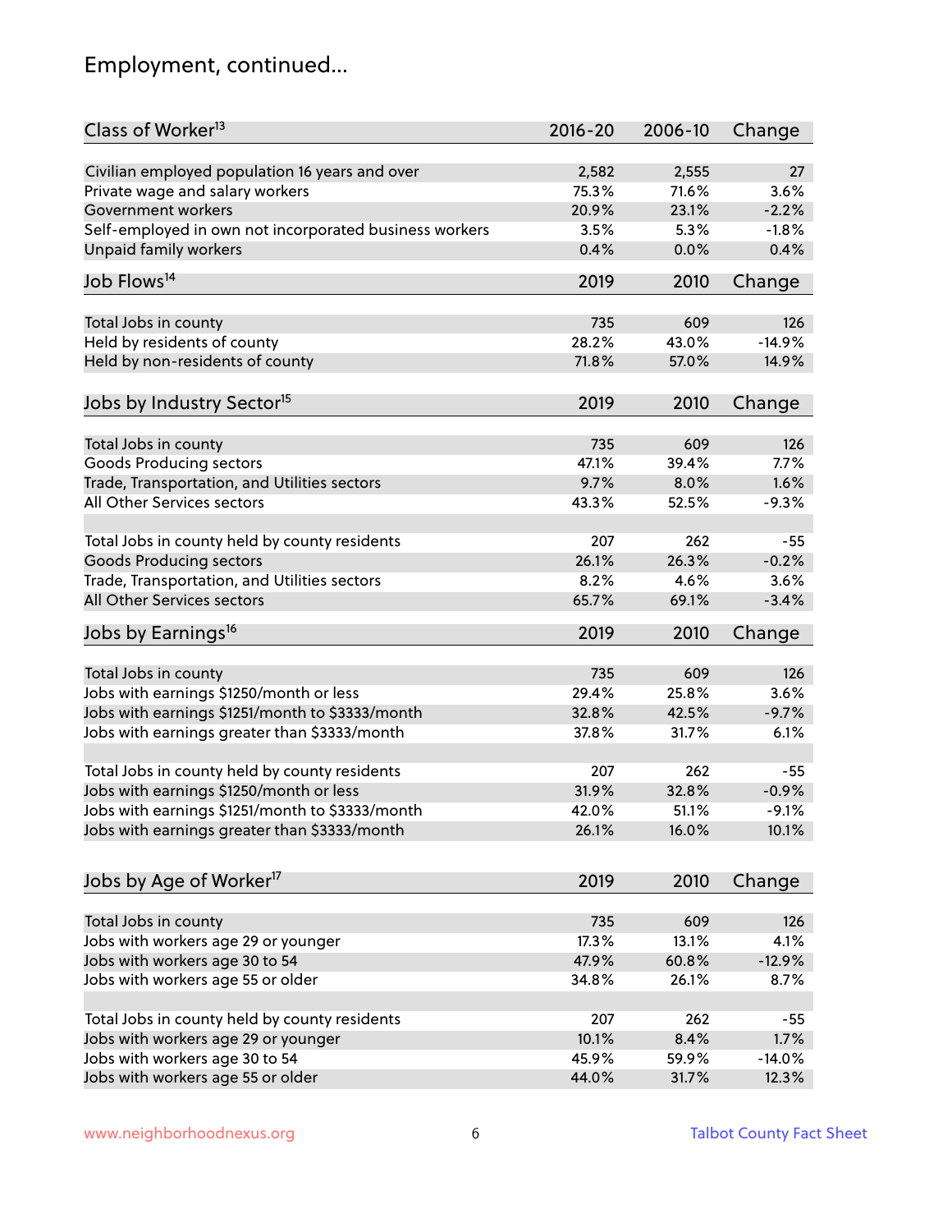# Employment, continued...

| Class of Worker[13] | 2016-20 | 2006-10 | Change |
|---|---|---|---|
| Civilian employed population 16 years and over | 2,582 | 2,555 | 27 |
| Private wage and salary workers | 75.3% | 71.6% | 3.6% |
| Government workers | 20.9% | 23.1% | -2.2% |
| Self-employed in own not incorporated business workers | 3.5% | 5.3% | -1.8% |
| Unpaid family workers | 0.4% | 0.0% | 0.4% |

| Job Flows[14] | 2019 | 2010 | Change |
|---|---|---|---|
| Total Jobs in county | 735 | 609 | 126 |
| Held by residents of county | 28.2% | 43.0% | -14.9% |
| Held by non-residents of county | 71.8% | 57.0% | 14.9% |

| Jobs by Industry Sector[15] | 2019 | 2010 | Change |
|---|---|---|---|
| Total Jobs in county | 735 | 609 | 126 |
| Goods Producing sectors | 47.1% | 39.4% | 7.7% |
| Trade, Transportation, and Utilities sectors | 9.7% | 8.0% | 1.6% |
| All Other Services sectors | 43.3% | 52.5% | -9.3% |
| | | | |
| Total Jobs in county held by county residents | 207 | 262 | -55 |
| Goods Producing sectors | 26.1% | 26.3% | -0.2% |
| Trade, Transportation, and Utilities sectors | 8.2% | 4.6% | 3.6% |
| All Other Services sectors | 65.7% | 69.1% | -3.4% |

| Jobs by Earnings[16] | 2019 | 2010 | Change |
|---|---|---|---|
| Total Jobs in county | 735 | 609 | 126 |
| Jobs with earnings $1250/month or less | 29.4% | 25.8% | 3.6% |
| Jobs with earnings $1251/month to $3333/month | 32.8% | 42.5% | -9.7% |
| Jobs with earnings greater than $3333/month | 37.8% | 31.7% | 6.1% |
| | | | |
| Total Jobs in county held by county residents | 207 | 262 | -55 |
| Jobs with earnings $1250/month or less | 31.9% | 32.8% | -0.9% |
| Jobs with earnings $1251/month to $3333/month | 42.0% | 51.1% | -9.1% |
| Jobs with earnings greater than $3333/month | 26.1% | 16.0% | 10.1% |

| Jobs by Age of Worker[17] | 2019 | 2010 | Change |
|---|---|---|---|
| Total Jobs in county | 735 | 609 | 126 |
| Jobs with workers age 29 or younger | 17.3% | 13.1% | 4.1% |
| Jobs with workers age 30 to 54 | 47.9% | 60.8% | -12.9% |
| Jobs with workers age 55 or older | 34.8% | 26.1% | 8.7% |
| | | | |
| Total Jobs in county held by county residents | 207 | 262 | -55 |
| Jobs with workers age 29 or younger | 10.1% | 8.4% | 1.7% |
| Jobs with workers age 30 to 54 | 45.9% | 59.9% | -14.0% |
| Jobs with workers age 55 or older | 44.0% | 31.7% | 12.3% |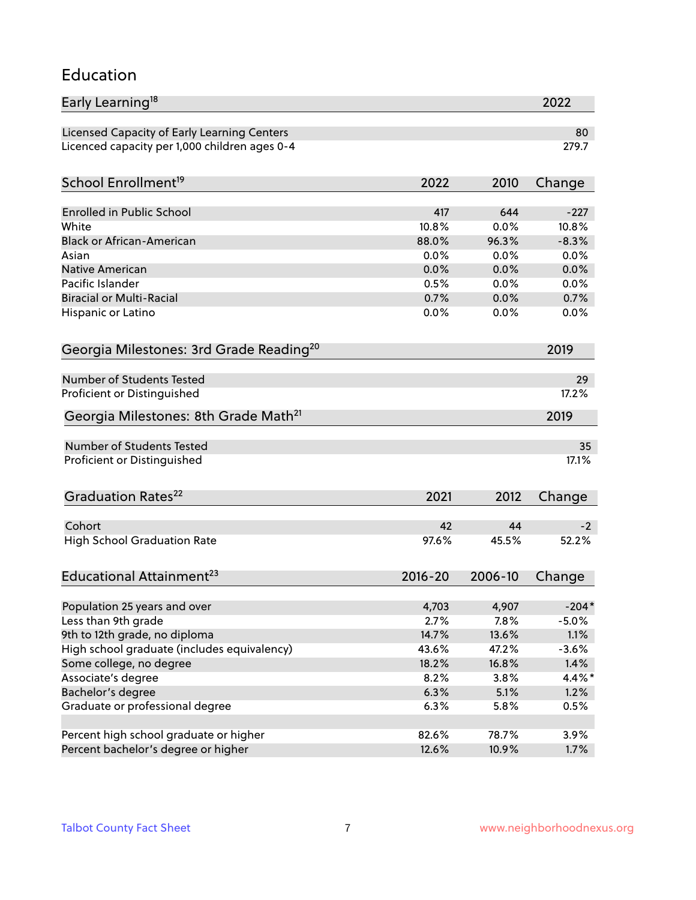## Education

| Early Learning[18] | 2022 |
|---|---|
| Licensed Capacity of Early Learning Centers | 80 |
| Licenced capacity per 1,000 children ages 0-4 | 279.7 |

| School Enrollment[19] | 2022 | 2010 | Change |
|---|---|---|---|
| Enrolled in Public School | 417 | 644 | -227 |
| White | 10.8% | 0.0% | 10.8% |
| Black or African-American | 88.0% | 96.3% | -8.3% |
| Asian | 0.0% | 0.0% | 0.0% |
| Native American | 0.0% | 0.0% | 0.0% |
| Pacific Islander | 0.5% | 0.0% | 0.0% |
| Biracial or Multi-Racial | 0.7% | 0.0% | 0.7% |
| Hispanic or Latino | 0.0% | 0.0% | 0.0% |

| Georgia Milestones: 3rd Grade Reading[20] | 2019 |
|---|---|
| Number of Students Tested | 29 |
| Proficient or Distinguished | 17.2% |

| Georgia Milestones: 8th Grade Math[21] | 2019 |
|---|---|
| Number of Students Tested | 35 |
| Proficient or Distinguished | 17.1% |

| Graduation Rates[22] | 2021 | 2012 | Change |
|---|---|---|---|
| Cohort | 42 | 44 | -2 |
| High School Graduation Rate | 97.6% | 45.5% | 52.2% |

| Educational Attainment[23] | 2016-20 | 2006-10 | Change |
|---|---|---|---|
| Population 25 years and over | 4,703 | 4,907 | -204* |
| Less than 9th grade | 2.7% | 7.8% | -5.0% |
| 9th to 12th grade, no diploma | 14.7% | 13.6% | 1.1% |
| High school graduate (includes equivalency) | 43.6% | 47.2% | -3.6% |
| Some college, no degree | 18.2% | 16.8% | 1.4% |
| Associate's degree | 8.2% | 3.8% | 4.4%* |
| Bachelor's degree | 6.3% | 5.1% | 1.2% |
| Graduate or professional degree | 6.3% | 5.8% | 0.5% |
| | | | |
| Percent high school graduate or higher | 82.6% | 78.7% | 3.9% |
| Percent bachelor's degree or higher | 12.6% | 10.9% | 1.7% |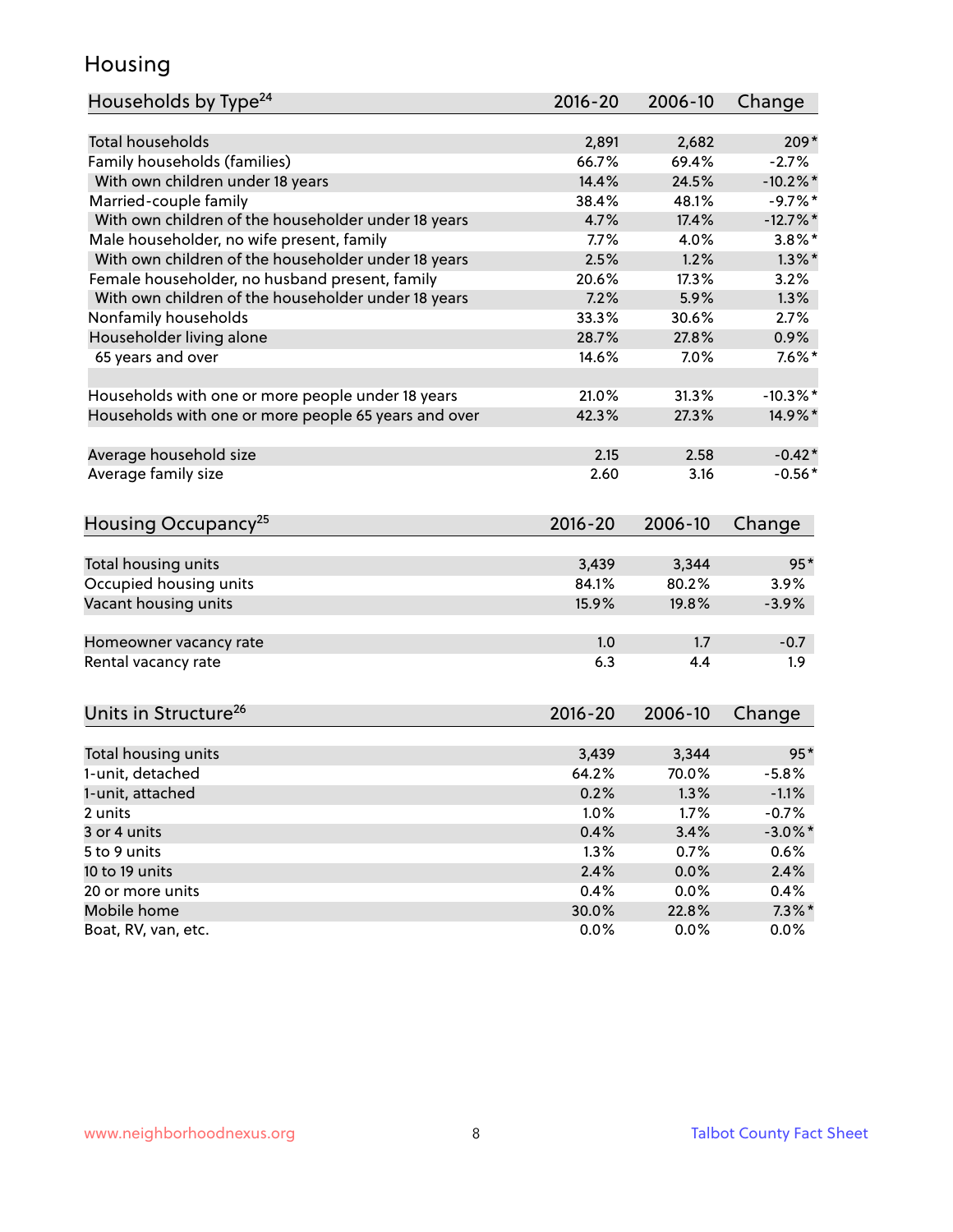# Housing

| Households by Type[24] | 2016-20 | 2006-10 | Change |
|---|---|---|---|
| Total households | 2,891 | 2,682 | 209* |
| Family households (families) | 66.7% | 69.4% | -2.7% |
| With own children under 18 years | 14.4% | 24.5% | -10.2%* |
| Married-couple family | 38.4% | 48.1% | -9.7%* |
| With own children of the householder under 18 years | 4.7% | 17.4% | -12.7%* |
| Male householder, no wife present, family | 7.7% | 4.0% | 3.8%* |
| With own children of the householder under 18 years | 2.5% | 1.2% | 1.3%* |
| Female householder, no husband present, family | 20.6% | 17.3% | 3.2% |
| With own children of the householder under 18 years | 7.2% | 5.9% | 1.3% |
| Nonfamily households | 33.3% | 30.6% | 2.7% |
| Householder living alone | 28.7% | 27.8% | 0.9% |
| 65 years and over | 14.6% | 7.0% | 7.6%* |
| | | | |
| Households with one or more people under 18 years | 21.0% | 31.3% | -10.3%* |
| Households with one or more people 65 years and over | 42.3% | 27.3% | 14.9%* |
| | | | |
| Average household size | 2.15 | 2.58 | -0.42* |
| Average family size | 2.60 | 3.16 | -0.56* |

| Housing Occupancy[25] | 2016-20 | 2006-10 | Change |
|---|---|---|---|
| Total housing units | 3,439 | 3,344 | 95* |
| Occupied housing units | 84.1% | 80.2% | 3.9% |
| Vacant housing units | 15.9% | 19.8% | -3.9% |
| | | | |
| Homeowner vacancy rate | 1.0 | 1.7 | -0.7 |
| Rental vacancy rate | 6.3 | 4.4 | 1.9 |

| Units in Structure[26] | 2016-20 | 2006-10 | Change |
|---|---|---|---|
| Total housing units | 3,439 | 3,344 | 95* |
| 1-unit, detached | 64.2% | 70.0% | -5.8% |
| 1-unit, attached | 0.2% | 1.3% | -1.1% |
| 2 units | 1.0% | 1.7% | -0.7% |
| 3 or 4 units | 0.4% | 3.4% | -3.0%* |
| 5 to 9 units | 1.3% | 0.7% | 0.6% |
| 10 to 19 units | 2.4% | 0.0% | 2.4% |
| 20 or more units | 0.4% | 0.0% | 0.4% |
| Mobile home | 30.0% | 22.8% | 7.3%* |
| Boat, RV, van, etc. | 0.0% | 0.0% | 0.0% |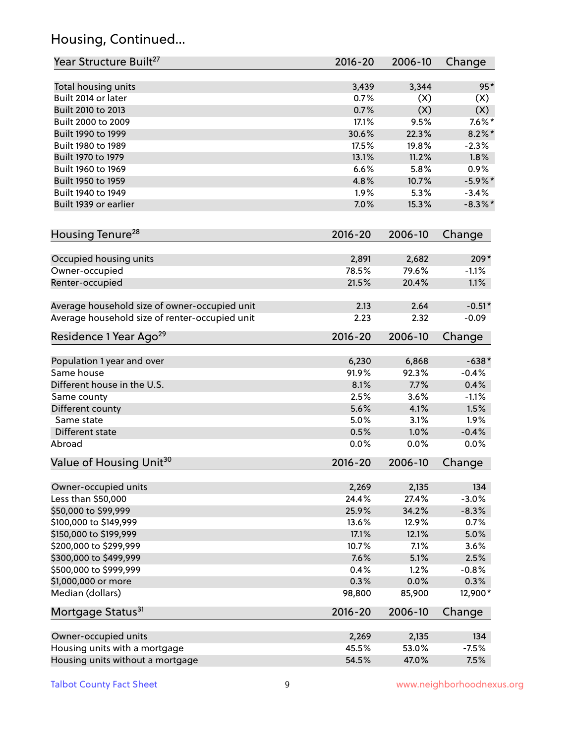## Housing, Continued...

| Year Structure Built[27] | 2016-20 | 2006-10 | Change |
|---|---|---|---|
| Total housing units | 3,439 | 3,344 | 95* |
| Built 2014 or later | 0.7% | (X) | (X) |
| Built 2010 to 2013 | 0.7% | (X) | (X) |
| Built 2000 to 2009 | 17.1% | 9.5% | 7.6%* |
| Built 1990 to 1999 | 30.6% | 22.3% | 8.2%* |
| Built 1980 to 1989 | 17.5% | 19.8% | -2.3% |
| Built 1970 to 1979 | 13.1% | 11.2% | 1.8% |
| Built 1960 to 1969 | 6.6% | 5.8% | 0.9% |
| Built 1950 to 1959 | 4.8% | 10.7% | -5.9%* |
| Built 1940 to 1949 | 1.9% | 5.3% | -3.4% |
| Built 1939 or earlier | 7.0% | 15.3% | -8.3%* |

| Housing Tenure[28] | 2016-20 | 2006-10 | Change |
|---|---|---|---|
| Occupied housing units | 2,891 | 2,682 | 209* |
| Owner-occupied | 78.5% | 79.6% | -1.1% |
| Renter-occupied | 21.5% | 20.4% | 1.1% |
| Average household size of owner-occupied unit | 2.13 | 2.64 | -0.51* |
| Average household size of renter-occupied unit | 2.23 | 2.32 | -0.09 |

| Residence 1 Year Ago[29] | 2016-20 | 2006-10 | Change |
|---|---|---|---|
| Population 1 year and over | 6,230 | 6,868 | -638* |
| Same house | 91.9% | 92.3% | -0.4% |
| Different house in the U.S. | 8.1% | 7.7% | 0.4% |
| Same county | 2.5% | 3.6% | -1.1% |
| Different county | 5.6% | 4.1% | 1.5% |
| Same state | 5.0% | 3.1% | 1.9% |
| Different state | 0.5% | 1.0% | -0.4% |
| Abroad | 0.0% | 0.0% | 0.0% |

| Value of Housing Unit[30] | 2016-20 | 2006-10 | Change |
|---|---|---|---|
| Owner-occupied units | 2,269 | 2,135 | 134 |
| Less than $50,000 | 24.4% | 27.4% | -3.0% |
| $50,000 to $99,999 | 25.9% | 34.2% | -8.3% |
| $100,000 to $149,999 | 13.6% | 12.9% | 0.7% |
| $150,000 to $199,999 | 17.1% | 12.1% | 5.0% |
| $200,000 to $299,999 | 10.7% | 7.1% | 3.6% |
| $300,000 to $499,999 | 7.6% | 5.1% | 2.5% |
| $500,000 to $999,999 | 0.4% | 1.2% | -0.8% |
| $1,000,000 or more | 0.3% | 0.0% | 0.3% |
| Median (dollars) | 98,800 | 85,900 | 12,900* |

| Mortgage Status[31] | 2016-20 | 2006-10 | Change |
|---|---|---|---|
| Owner-occupied units | 2,269 | 2,135 | 134 |
| Housing units with a mortgage | 45.5% | 53.0% | -7.5% |
| Housing units without a mortgage | 54.5% | 47.0% | 7.5% |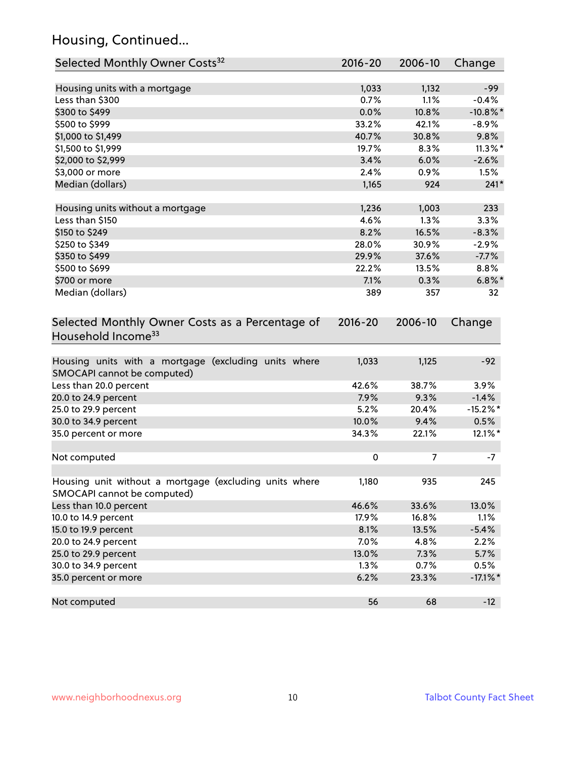## Housing, Continued...

| Selected Monthly Owner Costs[32] | 2016-20 | 2006-10 | Change |
|---|---|---|---|
| Housing units with a mortgage | 1,033 | 1,132 | -99 |
| Less than $300 | 0.7% | 1.1% | -0.4% |
| $300 to $499 | 0.0% | 10.8% | -10.8%* |
| $500 to $999 | 33.2% | 42.1% | -8.9% |
| $1,000 to $1,499 | 40.7% | 30.8% | 9.8% |
| $1,500 to $1,999 | 19.7% | 8.3% | 11.3%* |
| $2,000 to $2,999 | 3.4% | 6.0% | -2.6% |
| $3,000 or more | 2.4% | 0.9% | 1.5% |
| Median (dollars) | 1,165 | 924 | 241* |
| | | | |
| Housing units without a mortgage | 1,236 | 1,003 | 233 |
| Less than $150 | 4.6% | 1.3% | 3.3% |
| $150 to $249 | 8.2% | 16.5% | -8.3% |
| $250 to $349 | 28.0% | 30.9% | -2.9% |
| $350 to $499 | 29.9% | 37.6% | -7.7% |
| $500 to $699 | 22.2% | 13.5% | 8.8% |
| $700 or more | 7.1% | 0.3% | 6.8%* |
| Median (dollars) | 389 | 357 | 32 |

| Selected Monthly Owner Costs as a Percentage of Household Income[33] | 2016-20 | 2006-10 | Change |
|---|---|---|---|
| Housing units with a mortgage (excluding units where SMOCAPI cannot be computed) | 1,033 | 1,125 | -92 |
| Less than 20.0 percent | 42.6% | 38.7% | 3.9% |
| 20.0 to 24.9 percent | 7.9% | 9.3% | -1.4% |
| 25.0 to 29.9 percent | 5.2% | 20.4% | -15.2%* |
| 30.0 to 34.9 percent | 10.0% | 9.4% | 0.5% |
| 35.0 percent or more | 34.3% | 22.1% | 12.1%* |
| | | | |
| Not computed | 0 | 7 | -7 |
| | | | |
| Housing unit without a mortgage (excluding units where SMOCAPI cannot be computed) | 1,180 | 935 | 245 |
| Less than 10.0 percent | 46.6% | 33.6% | 13.0% |
| 10.0 to 14.9 percent | 17.9% | 16.8% | 1.1% |
| 15.0 to 19.9 percent | 8.1% | 13.5% | -5.4% |
| 20.0 to 24.9 percent | 7.0% | 4.8% | 2.2% |
| 25.0 to 29.9 percent | 13.0% | 7.3% | 5.7% |
| 30.0 to 34.9 percent | 1.3% | 0.7% | 0.5% |
| 35.0 percent or more | 6.2% | 23.3% | -17.1%* |
| | | | |
| Not computed | 56 | 68 | -12 |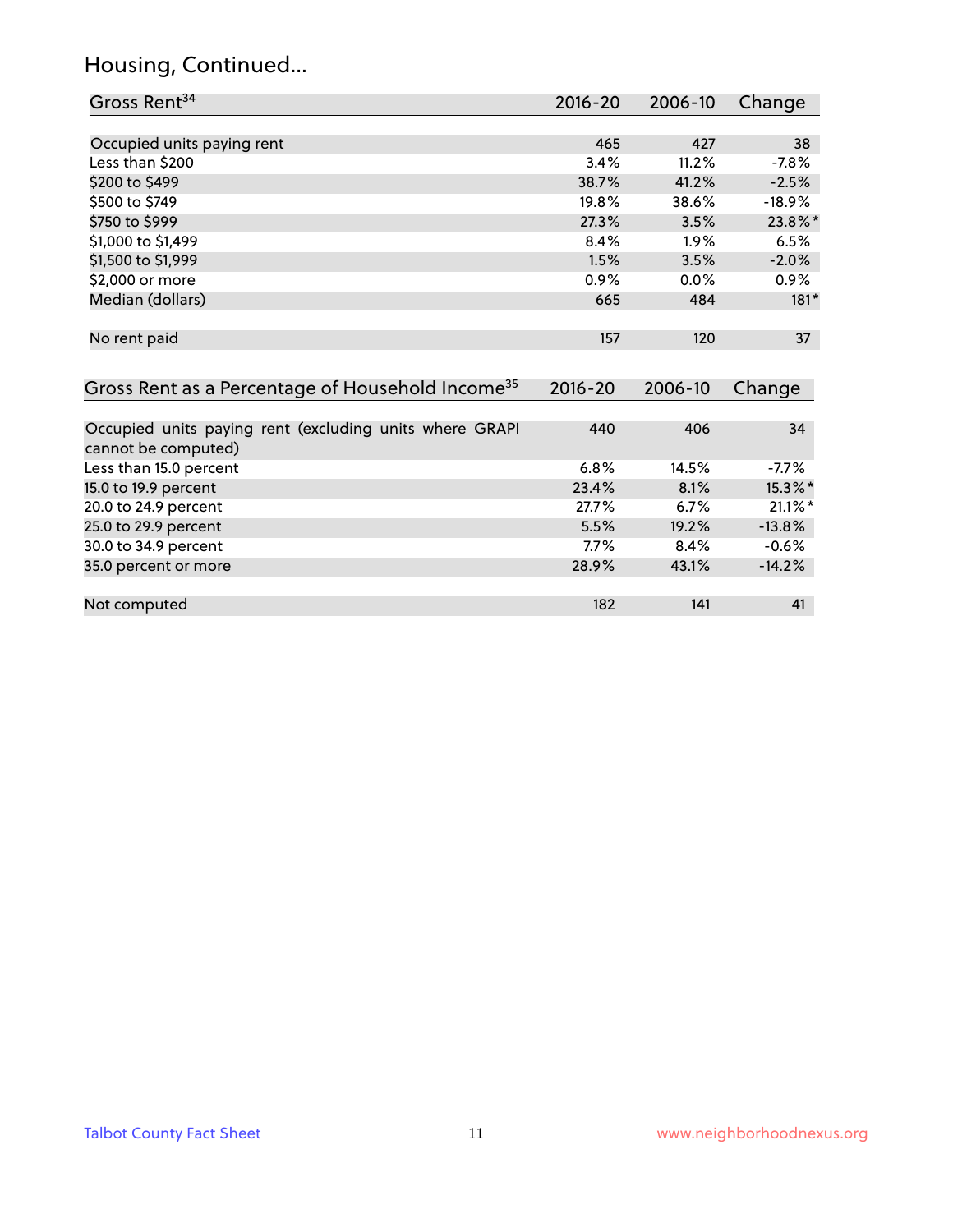## Housing, Continued...

| Gross Rent[34] | 2016-20 | 2006-10 | Change |
|---|---|---|---|
| Occupied units paying rent | 465 | 427 | 38 |
| Less than $200 | 3.4% | 11.2% | -7.8% |
| $200 to $499 | 38.7% | 41.2% | -2.5% |
| $500 to $749 | 19.8% | 38.6% | -18.9% |
| $750 to $999 | 27.3% | 3.5% | 23.8%* |
| $1,000 to $1,499 | 8.4% | 1.9% | 6.5% |
| $1,500 to $1,999 | 1.5% | 3.5% | -2.0% |
| $2,000 or more | 0.9% | 0.0% | 0.9% |
| Median (dollars) | 665 | 484 | 181* |
| No rent paid | 157 | 120 | 37 |

| Gross Rent as a Percentage of Household Income[35] | 2016-20 | 2006-10 | Change |
|---|---|---|---|
| Occupied units paying rent (excluding units where GRAPI cannot be computed) | 440 | 406 | 34 |
| Less than 15.0 percent | 6.8% | 14.5% | -7.7% |
| 15.0 to 19.9 percent | 23.4% | 8.1% | 15.3%* |
| 20.0 to 24.9 percent | 27.7% | 6.7% | 21.1%* |
| 25.0 to 29.9 percent | 5.5% | 19.2% | -13.8% |
| 30.0 to 34.9 percent | 7.7% | 8.4% | -0.6% |
| 35.0 percent or more | 28.9% | 43.1% | -14.2% |
| Not computed | 182 | 141 | 41 |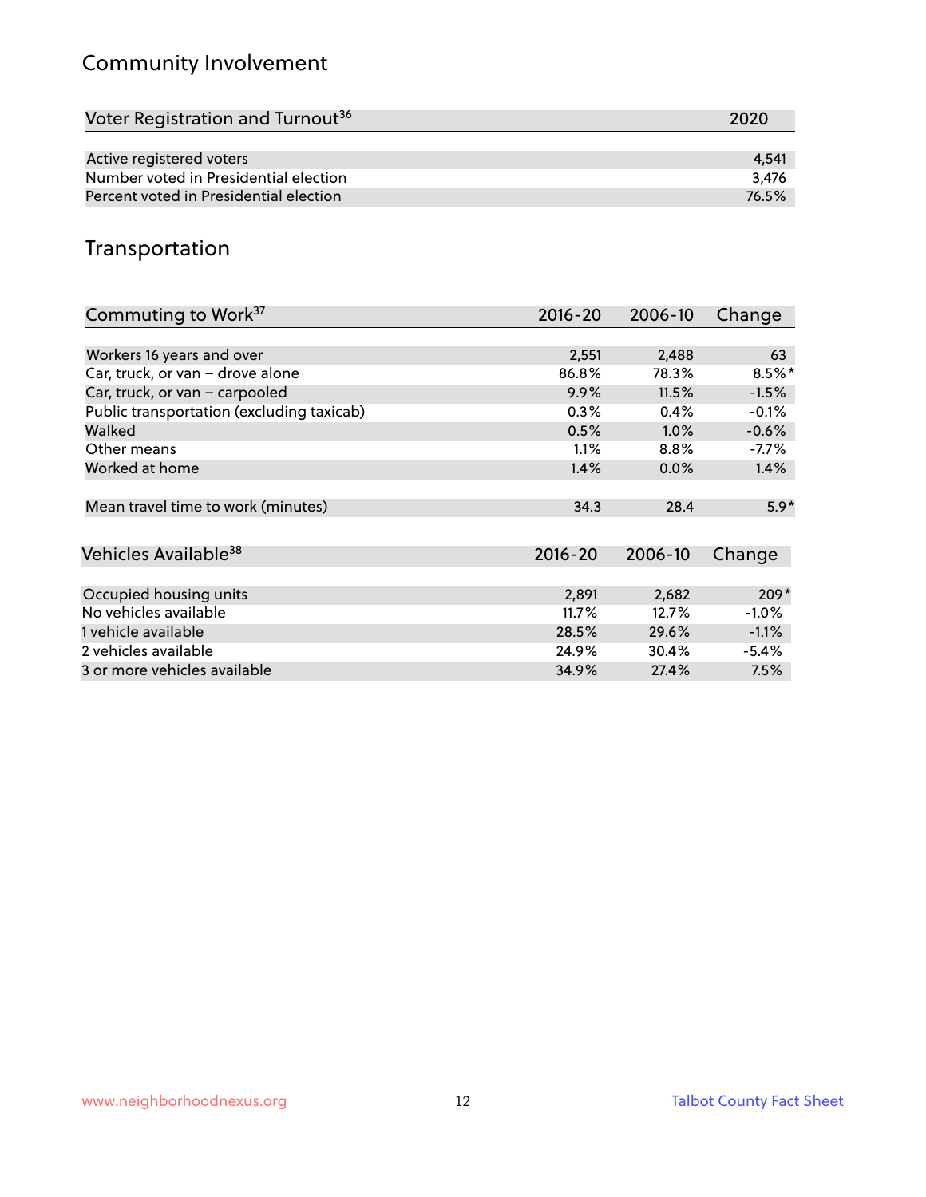## Community Involvement

| Voter Registration and Turnout[36] | 2020 |
|---|---|
| Active registered voters | 4,541 |
| Number voted in Presidential election | 3,476 |
| Percent voted in Presidential election | 76.5% |

## Transportation

| Commuting to Work[37] | 2016-20 | 2006-10 | Change |
|---|---|---|---|
| Workers 16 years and over | 2,551 | 2,488 | 63 |
| Car, truck, or van – drove alone | 86.8% | 78.3% | 8.5%* |
| Car, truck, or van – carpooled | 9.9% | 11.5% | -1.5% |
| Public transportation (excluding taxicab) | 0.3% | 0.4% | -0.1% |
| Walked | 0.5% | 1.0% | -0.6% |
| Other means | 1.1% | 8.8% | -7.7% |
| Worked at home | 1.4% | 0.0% | 1.4% |
| Mean travel time to work (minutes) | 34.3 | 28.4 | 5.9* |

| Vehicles Available[38] | 2016-20 | 2006-10 | Change |
|---|---|---|---|
| Occupied housing units | 2,891 | 2,682 | 209* |
| No vehicles available | 11.7% | 12.7% | -1.0% |
| 1 vehicle available | 28.5% | 29.6% | -1.1% |
| 2 vehicles available | 24.9% | 30.4% | -5.4% |
| 3 or more vehicles available | 34.9% | 27.4% | 7.5% |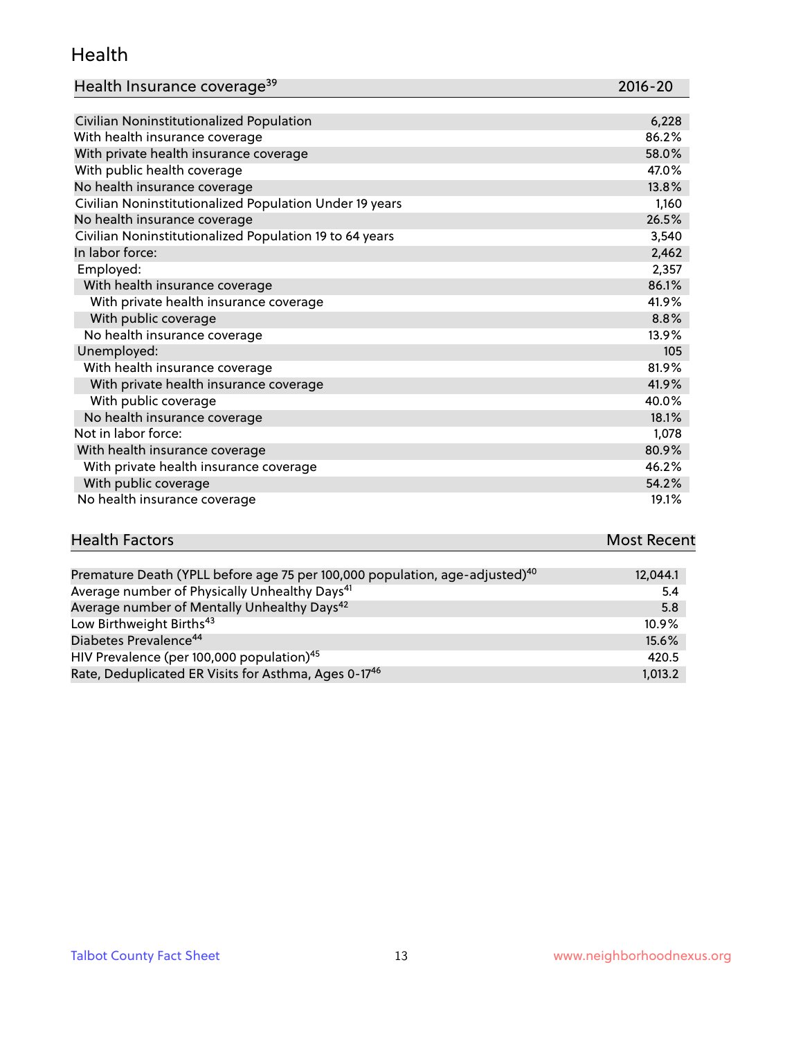## Health

| Health Insurance coverage[39] | 2016-20 |
| --- | --- |
| Civilian Noninstitutionalized Population | 6,228 |
| With health insurance coverage | 86.2% |
| With private health insurance coverage | 58.0% |
| With public health coverage | 47.0% |
| No health insurance coverage | 13.8% |
| Civilian Noninstitutionalized Population Under 19 years | 1,160 |
| No health insurance coverage | 26.5% |
| Civilian Noninstitutionalized Population 19 to 64 years | 3,540 |
| In labor force: | 2,462 |
| Employed: | 2,357 |
| With health insurance coverage | 86.1% |
| With private health insurance coverage | 41.9% |
| With public coverage | 8.8% |
| No health insurance coverage | 13.9% |
| Unemployed: | 105 |
| With health insurance coverage | 81.9% |
| With private health insurance coverage | 41.9% |
| With public coverage | 40.0% |
| No health insurance coverage | 18.1% |
| Not in labor force: | 1,078 |
| With health insurance coverage | 80.9% |
| With private health insurance coverage | 46.2% |
| With public coverage | 54.2% |
| No health insurance coverage | 19.1% |

| Health Factors | Most Recent |
| --- | --- |
| Premature Death (YPLL before age 75 per 100,000 population, age-adjusted)[40] | 12,044.1 |
| Average number of Physically Unhealthy Days[41] | 5.4 |
| Average number of Mentally Unhealthy Days[42] | 5.8 |
| Low Birthweight Births[43] | 10.9% |
| Diabetes Prevalence[44] | 15.6% |
| HIV Prevalence (per 100,000 population)[45] | 420.5 |
| Rate, Deduplicated ER Visits for Asthma, Ages 0-17[46] | 1,013.2 |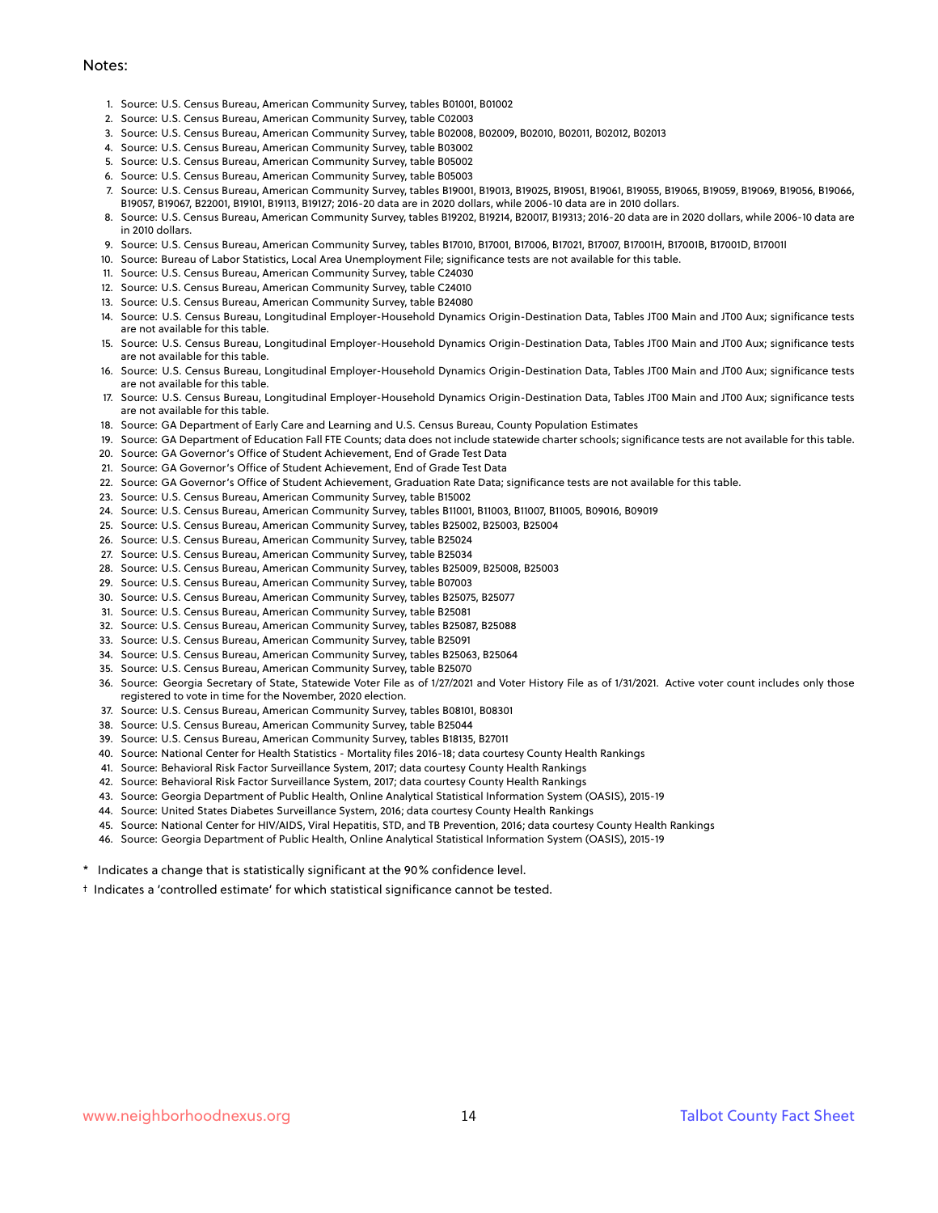Notes:

1. Source: U.S. Census Bureau, American Community Survey, tables B01001, B01002
2. Source: U.S. Census Bureau, American Community Survey, table C02003
3. Source: U.S. Census Bureau, American Community Survey, table B02008, B02009, B02010, B02011, B02012, B02013
4. Source: U.S. Census Bureau, American Community Survey, table B03002
5. Source: U.S. Census Bureau, American Community Survey, table B05002
6. Source: U.S. Census Bureau, American Community Survey, table B05003
7. Source: U.S. Census Bureau, American Community Survey, tables B19001, B19013, B19025, B19051, B19061, B19055, B19065, B19059, B19069, B19056, B19066, B19057, B19067, B22001, B19101, B19113, B19127; 2016-20 data are in 2020 dollars, while 2006-10 data are in 2010 dollars.
8. Source: U.S. Census Bureau, American Community Survey, tables B19202, B19214, B20017, B19313; 2016-20 data are in 2020 dollars, while 2006-10 data are in 2010 dollars.
9. Source: U.S. Census Bureau, American Community Survey, tables B17010, B17001, B17006, B17021, B17007, B17001H, B17001B, B17001D, B17001I
10. Source: Bureau of Labor Statistics, Local Area Unemployment File; significance tests are not available for this table.
11. Source: U.S. Census Bureau, American Community Survey, table C24030
12. Source: U.S. Census Bureau, American Community Survey, table C24010
13. Source: U.S. Census Bureau, American Community Survey, table B24080
14. Source: U.S. Census Bureau, Longitudinal Employer-Household Dynamics Origin-Destination Data, Tables JT00 Main and JT00 Aux; significance tests are not available for this table.
15. Source: U.S. Census Bureau, Longitudinal Employer-Household Dynamics Origin-Destination Data, Tables JT00 Main and JT00 Aux; significance tests are not available for this table.
16. Source: U.S. Census Bureau, Longitudinal Employer-Household Dynamics Origin-Destination Data, Tables JT00 Main and JT00 Aux; significance tests are not available for this table.
17. Source: U.S. Census Bureau, Longitudinal Employer-Household Dynamics Origin-Destination Data, Tables JT00 Main and JT00 Aux; significance tests are not available for this table.
18. Source: GA Department of Early Care and Learning and U.S. Census Bureau, County Population Estimates
19. Source: GA Department of Education Fall FTE Counts; data does not include statewide charter schools; significance tests are not available for this table.
20. Source: GA Governor's Office of Student Achievement, End of Grade Test Data
21. Source: GA Governor's Office of Student Achievement, End of Grade Test Data
22. Source: GA Governor's Office of Student Achievement, Graduation Rate Data; significance tests are not available for this table.
23. Source: U.S. Census Bureau, American Community Survey, table B15002
24. Source: U.S. Census Bureau, American Community Survey, tables B11001, B11003, B11007, B11005, B09016, B09019
25. Source: U.S. Census Bureau, American Community Survey, tables B25002, B25003, B25004
26. Source: U.S. Census Bureau, American Community Survey, table B25024
27. Source: U.S. Census Bureau, American Community Survey, table B25034
28. Source: U.S. Census Bureau, American Community Survey, tables B25009, B25008, B25003
29. Source: U.S. Census Bureau, American Community Survey, table B07003
30. Source: U.S. Census Bureau, American Community Survey, tables B25075, B25077
31. Source: U.S. Census Bureau, American Community Survey, table B25081
32. Source: U.S. Census Bureau, American Community Survey, tables B25087, B25088
33. Source: U.S. Census Bureau, American Community Survey, table B25091
34. Source: U.S. Census Bureau, American Community Survey, tables B25063, B25064
35. Source: U.S. Census Bureau, American Community Survey, table B25070
36. Source: Georgia Secretary of State, Statewide Voter File as of 1/27/2021 and Voter History File as of 1/31/2021. Active voter count includes only those registered to vote in time for the November, 2020 election.
37. Source: U.S. Census Bureau, American Community Survey, tables B08101, B08301
38. Source: U.S. Census Bureau, American Community Survey, table B25044
39. Source: U.S. Census Bureau, American Community Survey, tables B18135, B27011
40. Source: National Center for Health Statistics - Mortality files 2016-18; data courtesy County Health Rankings
41. Source: Behavioral Risk Factor Surveillance System, 2017; data courtesy County Health Rankings
42. Source: Behavioral Risk Factor Surveillance System, 2017; data courtesy County Health Rankings
43. Source: Georgia Department of Public Health, Online Analytical Statistical Information System (OASIS), 2015-19
44. Source: United States Diabetes Surveillance System, 2016; data courtesy County Health Rankings
45. Source: National Center for HIV/AIDS, Viral Hepatitis, STD, and TB Prevention, 2016; data courtesy County Health Rankings
46. Source: Georgia Department of Public Health, Online Analytical Statistical Information System (OASIS), 2015-19

\* Indicates a change that is statistically significant at the 90% confidence level.

† Indicates a 'controlled estimate' for which statistical significance cannot be tested.